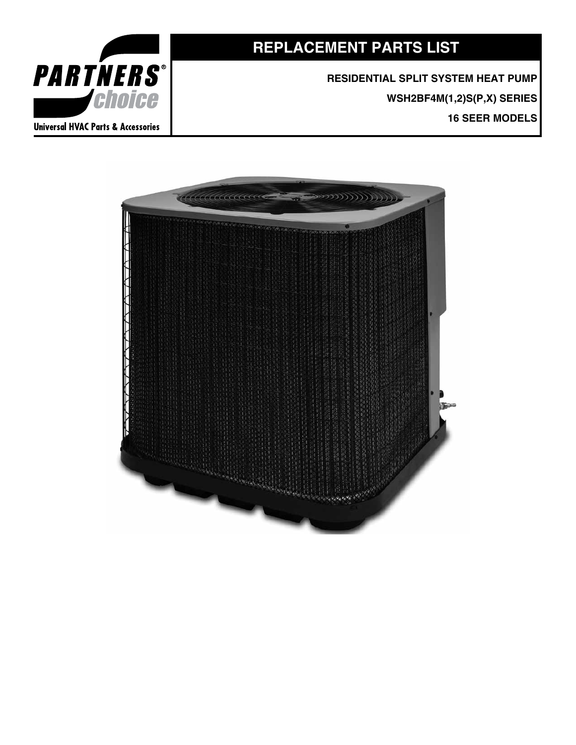PARTNERS® choice

Universal HVAC Parts & Accessories

# REPLACEMENT PARTS LIST

**RESIDENTIAL SPLIT SYSTEM HEAT PUMP**

**WSH2BF4M(1,2)S(P,X) SERIES**

**16 SEER MODELS**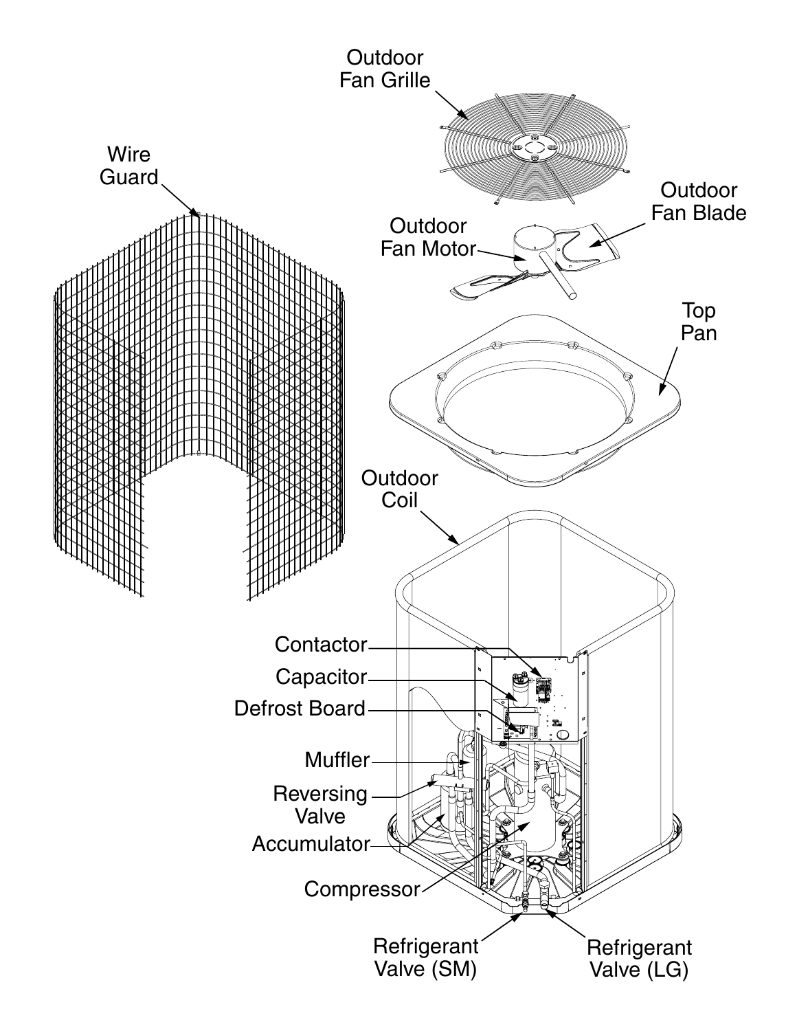Outdoor
Fan Grille

Wire
Guard

Outdoor
Fan Blade

Outdoor
Fan Motor

Top
Pan

Outdoor
Coil

Contactor

Capacitor

Defrost Board

Muffler

Reversing
Valve

Accumulator

Compressor

Refrigerant
Valve (SM)

Refrigerant
Valve (LG)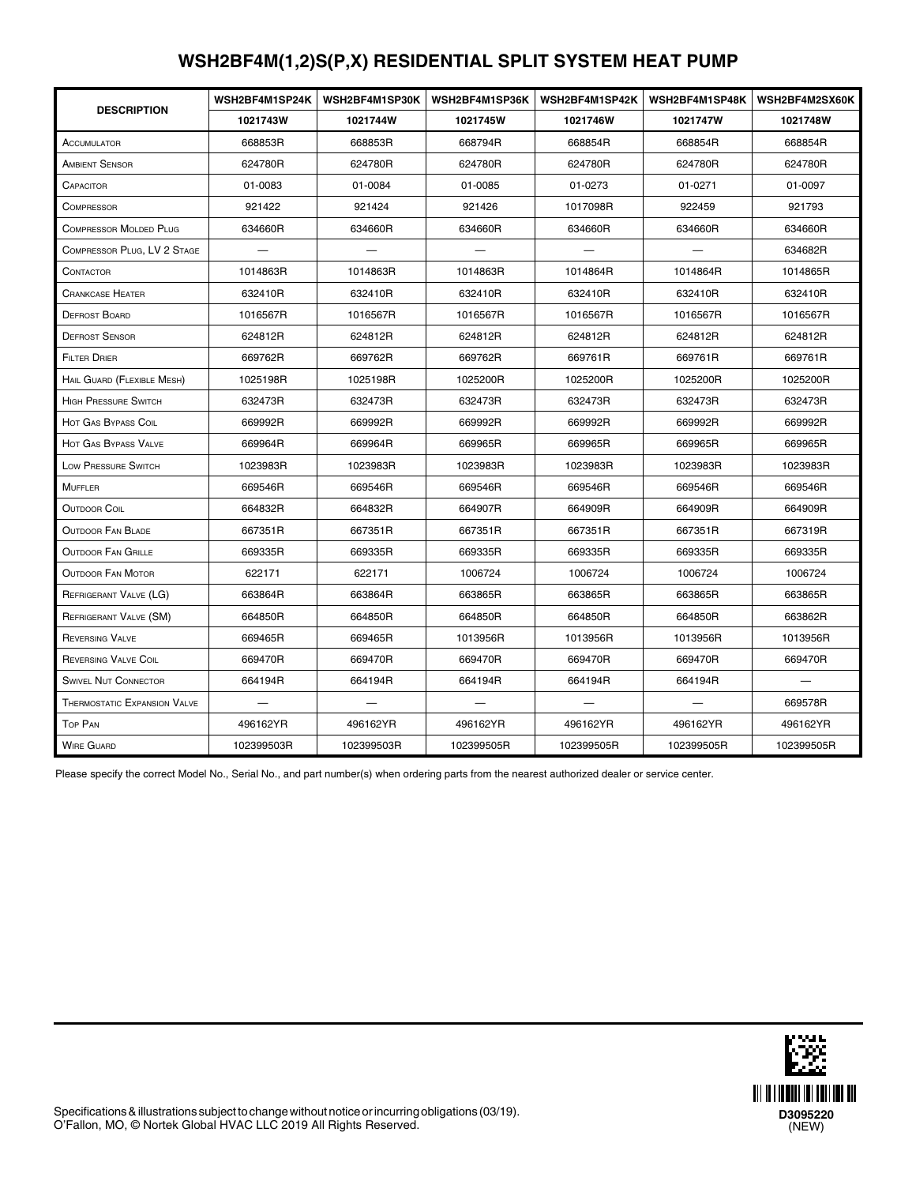# WSH2BF4M(1,2)S(P,X) RESIDENTIAL SPLIT SYSTEM HEAT PUMP

| DESCRIPTION | WSH2BF4M1SP24K | WSH2BF4M1SP30K | WSH2BF4M1SP36K | WSH2BF4M1SP42K | WSH2BF4M1SP48K | WSH2BF4M2SX60K |
|---|---|---|---|---|---|---|
| | 1021743W | 1021744W | 1021745W | 1021746W | 1021747W | 1021748W |
| Accumulator | 668853R | 668853R | 668794R | 668854R | 668854R | 668854R |
| Ambient Sensor | 624780R | 624780R | 624780R | 624780R | 624780R | 624780R |
| Capacitor | 01-0083 | 01-0084 | 01-0085 | 01-0273 | 01-0271 | 01-0097 |
| Compressor | 921422 | 921424 | 921426 | 1017098R | 922459 | 921793 |
| Compressor Molded Plug | 634660R | 634660R | 634660R | 634660R | 634660R | 634660R |
| Compressor Plug, LV 2 Stage | — | — | — | — | — | 634682R |
| Contactor | 1014863R | 1014863R | 1014863R | 1014864R | 1014864R | 1014865R |
| Crankcase Heater | 632410R | 632410R | 632410R | 632410R | 632410R | 632410R |
| Defrost Board | 1016567R | 1016567R | 1016567R | 1016567R | 1016567R | 1016567R |
| Defrost Sensor | 624812R | 624812R | 624812R | 624812R | 624812R | 624812R |
| Filter Drier | 669762R | 669762R | 669762R | 669761R | 669761R | 669761R |
| Hail Guard (Flexible Mesh) | 1025198R | 1025198R | 1025200R | 1025200R | 1025200R | 1025200R |
| High Pressure Switch | 632473R | 632473R | 632473R | 632473R | 632473R | 632473R |
| Hot Gas Bypass Coil | 669992R | 669992R | 669992R | 669992R | 669992R | 669992R |
| Hot Gas Bypass Valve | 669964R | 669964R | 669965R | 669965R | 669965R | 669965R |
| Low Pressure Switch | 1023983R | 1023983R | 1023983R | 1023983R | 1023983R | 1023983R |
| Muffler | 669546R | 669546R | 669546R | 669546R | 669546R | 669546R |
| Outdoor Coil | 664832R | 664832R | 664907R | 664909R | 664909R | 664909R |
| Outdoor Fan Blade | 667351R | 667351R | 667351R | 667351R | 667351R | 667319R |
| Outdoor Fan Grille | 669335R | 669335R | 669335R | 669335R | 669335R | 669335R |
| Outdoor Fan Motor | 622171 | 622171 | 1006724 | 1006724 | 1006724 | 1006724 |
| Refrigerant Valve (LG) | 663864R | 663864R | 663865R | 663865R | 663865R | 663865R |
| Refrigerant Valve (SM) | 664850R | 664850R | 664850R | 664850R | 664850R | 663862R |
| Reversing Valve | 669465R | 669465R | 1013956R | 1013956R | 1013956R | 1013956R |
| Reversing Valve Coil | 669470R | 669470R | 669470R | 669470R | 669470R | 669470R |
| Swivel Nut Connector | 664194R | 664194R | 664194R | 664194R | 664194R | — |
| Thermostatic Expansion Valve | — | — | — | — | — | 669578R |
| Top Pan | 496162YR | 496162YR | 496162YR | 496162YR | 496162YR | 496162YR |
| Wire Guard | 102399503R | 102399503R | 102399505R | 102399505R | 102399505R | 102399505R |

Please specify the correct Model No., Serial No., and part number(s) when ordering parts from the nearest authorized dealer or service center.

Specifications & illustrations subject to change without notice or incurring obligations (03/19).
O'Fallon, MO, © Nortek Global HVAC LLC 2019 All Rights Reserved.

D3095220
(NEW)